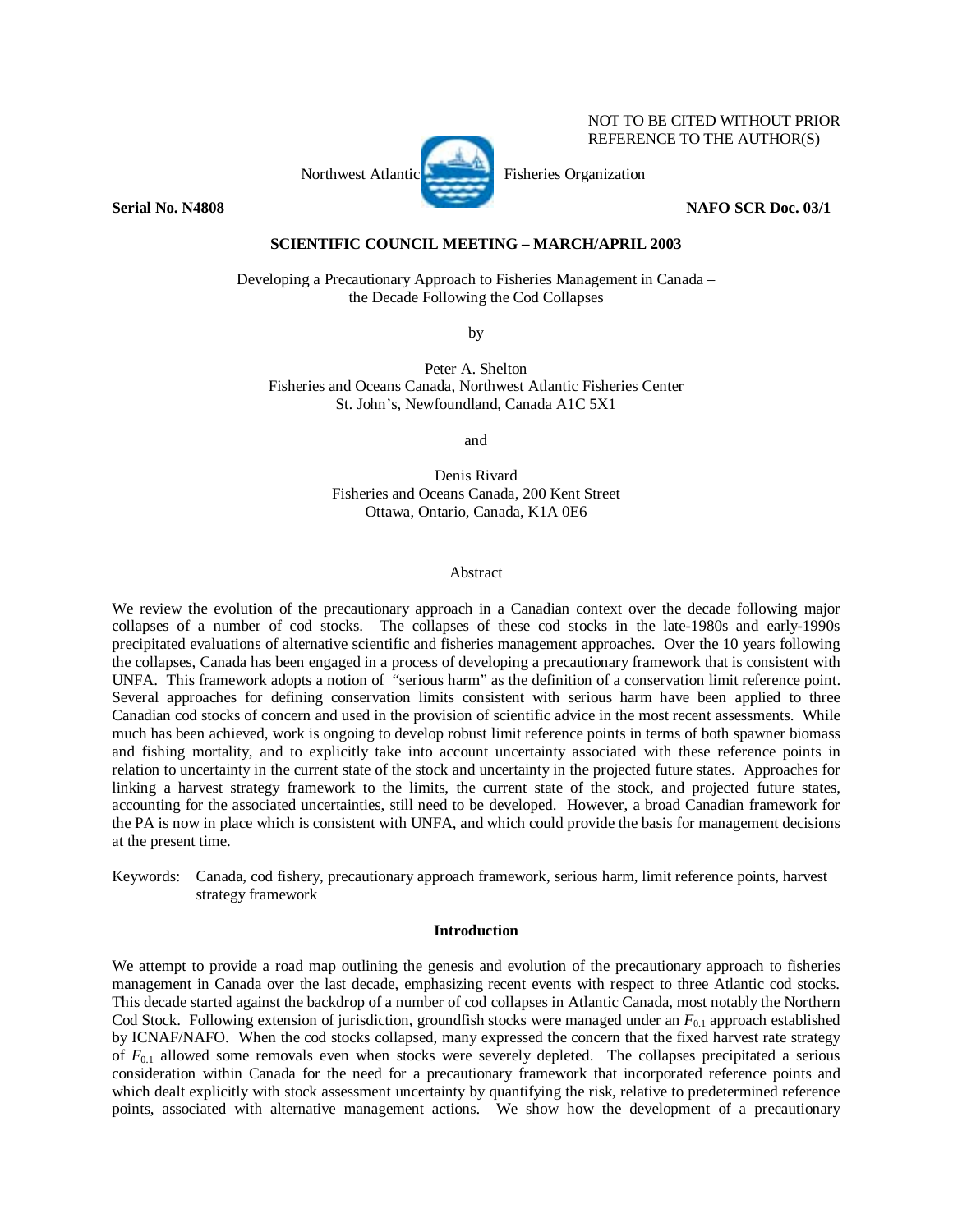NOT TO BE CITED WITHOUT PRIOR
REFERENCE TO THE AUTHOR(S)

Northwest Atlantic Fisheries Organization

**Serial No. N4808** **NAFO SCR Doc. 03/1**

**SCIENTIFIC COUNCIL MEETING – MARCH/APRIL 2003**

Developing a Precautionary Approach to Fisheries Management in Canada – the Decade Following the Cod Collapses

by

Peter A. Shelton
Fisheries and Oceans Canada, Northwest Atlantic Fisheries Center
St. John's, Newfoundland, Canada A1C 5X1

and

Denis Rivard
Fisheries and Oceans Canada, 200 Kent Street
Ottawa, Ontario, Canada, K1A 0E6

## Abstract

We review the evolution of the precautionary approach in a Canadian context over the decade following major collapses of a number of cod stocks. The collapses of these cod stocks in the late-1980s and early-1990s precipitated evaluations of alternative scientific and fisheries management approaches. Over the 10 years following the collapses, Canada has been engaged in a process of developing a precautionary framework that is consistent with UNFA. This framework adopts a notion of "serious harm" as the definition of a conservation limit reference point. Several approaches for defining conservation limits consistent with serious harm have been applied to three Canadian cod stocks of concern and used in the provision of scientific advice in the most recent assessments. While much has been achieved, work is ongoing to develop robust limit reference points in terms of both spawner biomass and fishing mortality, and to explicitly take into account uncertainty associated with these reference points in relation to uncertainty in the current state of the stock and uncertainty in the projected future states. Approaches for linking a harvest strategy framework to the limits, the current state of the stock, and projected future states, accounting for the associated uncertainties, still need to be developed. However, a broad Canadian framework for the PA is now in place which is consistent with UNFA, and which could provide the basis for management decisions at the present time.

Keywords: Canada, cod fishery, precautionary approach framework, serious harm, limit reference points, harvest strategy framework

## Introduction

We attempt to provide a road map outlining the genesis and evolution of the precautionary approach to fisheries management in Canada over the last decade, emphasizing recent events with respect to three Atlantic cod stocks. This decade started against the backdrop of a number of cod collapses in Atlantic Canada, most notably the Northern Cod Stock. Following extension of jurisdiction, groundfish stocks were managed under an $F_{0.1}$ approach established by ICNAF/NAFO. When the cod stocks collapsed, many expressed the concern that the fixed harvest rate strategy of $F_{0.1}$ allowed some removals even when stocks were severely depleted. The collapses precipitated a serious consideration within Canada for the need for a precautionary framework that incorporated reference points and which dealt explicitly with stock assessment uncertainty by quantifying the risk, relative to predetermined reference points, associated with alternative management actions. We show how the development of a precautionary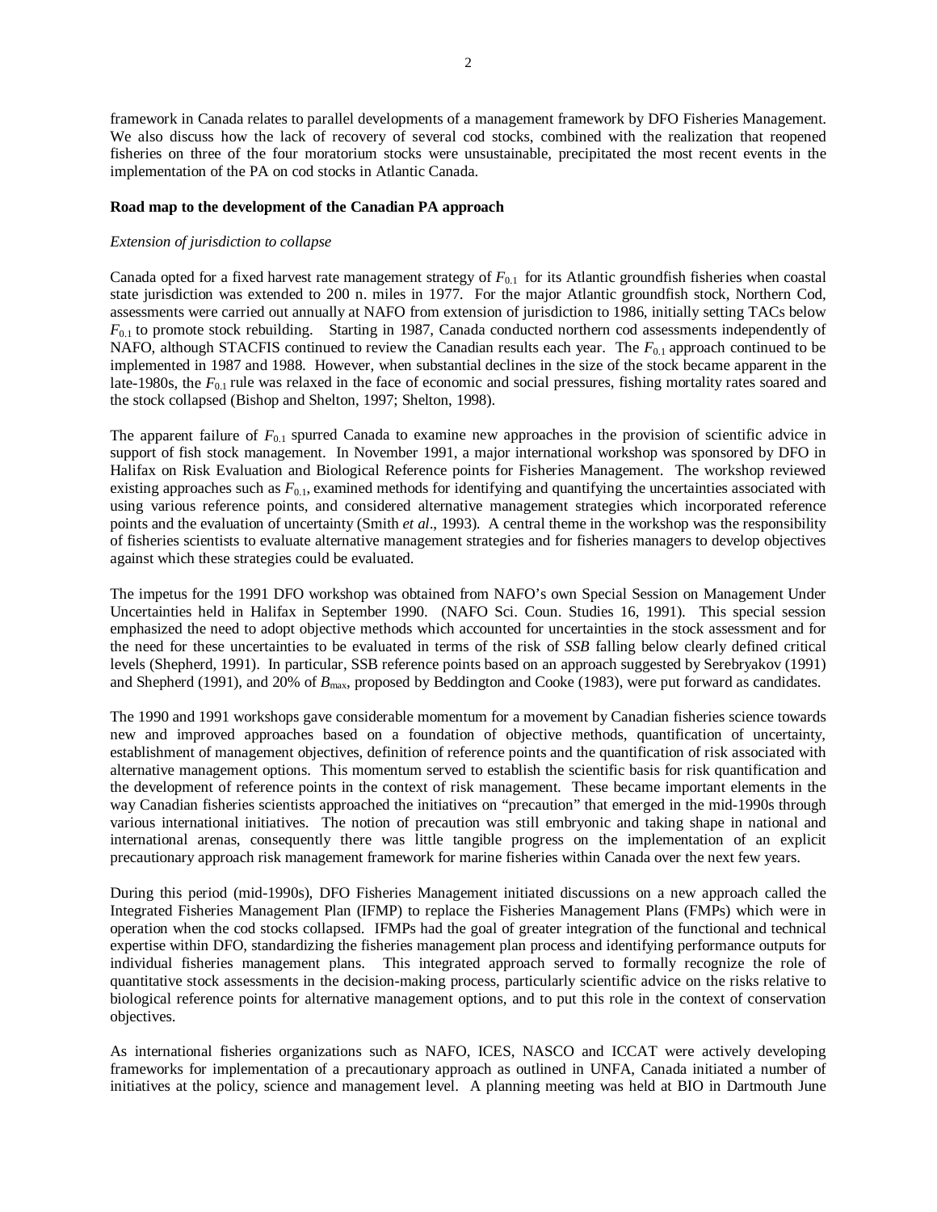framework in Canada relates to parallel developments of a management framework by DFO Fisheries Management. We also discuss how the lack of recovery of several cod stocks, combined with the realization that reopened fisheries on three of the four moratorium stocks were unsustainable, precipitated the most recent events in the implementation of the PA on cod stocks in Atlantic Canada.

**Road map to the development of the Canadian PA approach**

*Extension of jurisdiction to collapse*

Canada opted for a fixed harvest rate management strategy of $F_{0.1}$ for its Atlantic groundfish fisheries when coastal state jurisdiction was extended to 200 n. miles in 1977. For the major Atlantic groundfish stock, Northern Cod, assessments were carried out annually at NAFO from extension of jurisdiction to 1986, initially setting TACs below $F_{0.1}$ to promote stock rebuilding. Starting in 1987, Canada conducted northern cod assessments independently of NAFO, although STACFIS continued to review the Canadian results each year. The $F_{0.1}$ approach continued to be implemented in 1987 and 1988. However, when substantial declines in the size of the stock became apparent in the late-1980s, the $F_{0.1}$ rule was relaxed in the face of economic and social pressures, fishing mortality rates soared and the stock collapsed (Bishop and Shelton, 1997; Shelton, 1998).

The apparent failure of $F_{0.1}$ spurred Canada to examine new approaches in the provision of scientific advice in support of fish stock management. In November 1991, a major international workshop was sponsored by DFO in Halifax on Risk Evaluation and Biological Reference points for Fisheries Management. The workshop reviewed existing approaches such as $F_{0.1}$, examined methods for identifying and quantifying the uncertainties associated with using various reference points, and considered alternative management strategies which incorporated reference points and the evaluation of uncertainty (Smith *et al*., 1993). A central theme in the workshop was the responsibility of fisheries scientists to evaluate alternative management strategies and for fisheries managers to develop objectives against which these strategies could be evaluated.

The impetus for the 1991 DFO workshop was obtained from NAFO's own Special Session on Management Under Uncertainties held in Halifax in September 1990. (NAFO Sci. Coun. Studies 16, 1991). This special session emphasized the need to adopt objective methods which accounted for uncertainties in the stock assessment and for the need for these uncertainties to be evaluated in terms of the risk of *SSB* falling below clearly defined critical levels (Shepherd, 1991). In particular, SSB reference points based on an approach suggested by Serebryakov (1991) and Shepherd (1991), and 20% of $B_{max}$, proposed by Beddington and Cooke (1983), were put forward as candidates.

The 1990 and 1991 workshops gave considerable momentum for a movement by Canadian fisheries science towards new and improved approaches based on a foundation of objective methods, quantification of uncertainty, establishment of management objectives, definition of reference points and the quantification of risk associated with alternative management options. This momentum served to establish the scientific basis for risk quantification and the development of reference points in the context of risk management. These became important elements in the way Canadian fisheries scientists approached the initiatives on "precaution" that emerged in the mid-1990s through various international initiatives. The notion of precaution was still embryonic and taking shape in national and international arenas, consequently there was little tangible progress on the implementation of an explicit precautionary approach risk management framework for marine fisheries within Canada over the next few years.

During this period (mid-1990s), DFO Fisheries Management initiated discussions on a new approach called the Integrated Fisheries Management Plan (IFMP) to replace the Fisheries Management Plans (FMPs) which were in operation when the cod stocks collapsed. IFMPs had the goal of greater integration of the functional and technical expertise within DFO, standardizing the fisheries management plan process and identifying performance outputs for individual fisheries management plans. This integrated approach served to formally recognize the role of quantitative stock assessments in the decision-making process, particularly scientific advice on the risks relative to biological reference points for alternative management options, and to put this role in the context of conservation objectives.

As international fisheries organizations such as NAFO, ICES, NASCO and ICCAT were actively developing frameworks for implementation of a precautionary approach as outlined in UNFA, Canada initiated a number of initiatives at the policy, science and management level. A planning meeting was held at BIO in Dartmouth June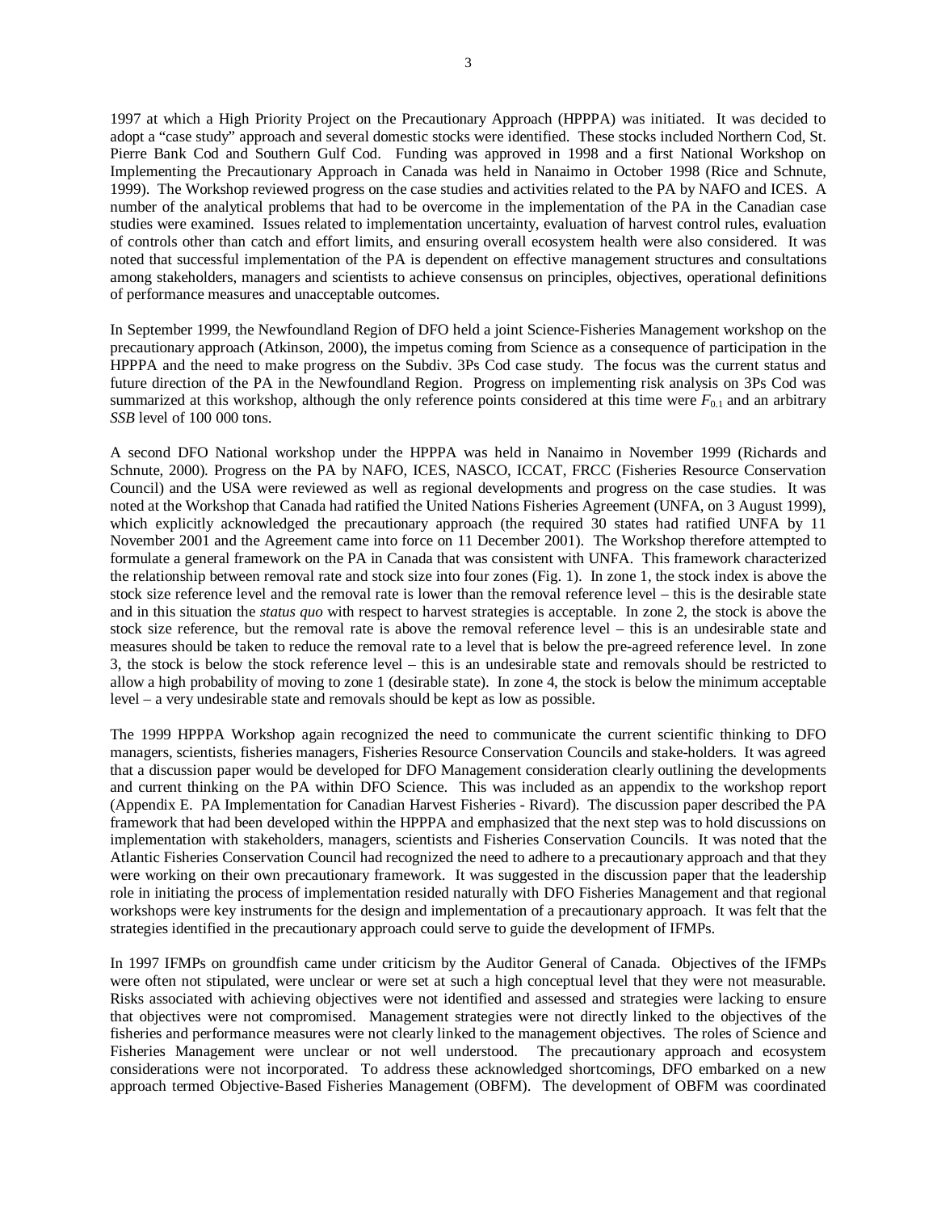1997 at which a High Priority Project on the Precautionary Approach (HPPPA) was initiated. It was decided to adopt a "case study" approach and several domestic stocks were identified. These stocks included Northern Cod, St. Pierre Bank Cod and Southern Gulf Cod. Funding was approved in 1998 and a first National Workshop on Implementing the Precautionary Approach in Canada was held in Nanaimo in October 1998 (Rice and Schnute, 1999). The Workshop reviewed progress on the case studies and activities related to the PA by NAFO and ICES. A number of the analytical problems that had to be overcome in the implementation of the PA in the Canadian case studies were examined. Issues related to implementation uncertainty, evaluation of harvest control rules, evaluation of controls other than catch and effort limits, and ensuring overall ecosystem health were also considered. It was noted that successful implementation of the PA is dependent on effective management structures and consultations among stakeholders, managers and scientists to achieve consensus on principles, objectives, operational definitions of performance measures and unacceptable outcomes.

In September 1999, the Newfoundland Region of DFO held a joint Science-Fisheries Management workshop on the precautionary approach (Atkinson, 2000), the impetus coming from Science as a consequence of participation in the HPPPA and the need to make progress on the Subdiv. 3Ps Cod case study. The focus was the current status and future direction of the PA in the Newfoundland Region. Progress on implementing risk analysis on 3Ps Cod was summarized at this workshop, although the only reference points considered at this time were $F_{0.1}$ and an arbitrary *SSB* level of 100 000 tons.

A second DFO National workshop under the HPPPA was held in Nanaimo in November 1999 (Richards and Schnute, 2000). Progress on the PA by NAFO, ICES, NASCO, ICCAT, FRCC (Fisheries Resource Conservation Council) and the USA were reviewed as well as regional developments and progress on the case studies. It was noted at the Workshop that Canada had ratified the United Nations Fisheries Agreement (UNFA, on 3 August 1999), which explicitly acknowledged the precautionary approach (the required 30 states had ratified UNFA by 11 November 2001 and the Agreement came into force on 11 December 2001). The Workshop therefore attempted to formulate a general framework on the PA in Canada that was consistent with UNFA. This framework characterized the relationship between removal rate and stock size into four zones (Fig. 1). In zone 1, the stock index is above the stock size reference level and the removal rate is lower than the removal reference level – this is the desirable state and in this situation the *status quo* with respect to harvest strategies is acceptable. In zone 2, the stock is above the stock size reference, but the removal rate is above the removal reference level – this is an undesirable state and measures should be taken to reduce the removal rate to a level that is below the pre-agreed reference level. In zone 3, the stock is below the stock reference level – this is an undesirable state and removals should be restricted to allow a high probability of moving to zone 1 (desirable state). In zone 4, the stock is below the minimum acceptable level – a very undesirable state and removals should be kept as low as possible.

The 1999 HPPPA Workshop again recognized the need to communicate the current scientific thinking to DFO managers, scientists, fisheries managers, Fisheries Resource Conservation Councils and stake-holders. It was agreed that a discussion paper would be developed for DFO Management consideration clearly outlining the developments and current thinking on the PA within DFO Science. This was included as an appendix to the workshop report (Appendix E. PA Implementation for Canadian Harvest Fisheries - Rivard). The discussion paper described the PA framework that had been developed within the HPPPA and emphasized that the next step was to hold discussions on implementation with stakeholders, managers, scientists and Fisheries Conservation Councils. It was noted that the Atlantic Fisheries Conservation Council had recognized the need to adhere to a precautionary approach and that they were working on their own precautionary framework. It was suggested in the discussion paper that the leadership role in initiating the process of implementation resided naturally with DFO Fisheries Management and that regional workshops were key instruments for the design and implementation of a precautionary approach. It was felt that the strategies identified in the precautionary approach could serve to guide the development of IFMPs.

In 1997 IFMPs on groundfish came under criticism by the Auditor General of Canada. Objectives of the IFMPs were often not stipulated, were unclear or were set at such a high conceptual level that they were not measurable. Risks associated with achieving objectives were not identified and assessed and strategies were lacking to ensure that objectives were not compromised. Management strategies were not directly linked to the objectives of the fisheries and performance measures were not clearly linked to the management objectives. The roles of Science and Fisheries Management were unclear or not well understood. The precautionary approach and ecosystem considerations were not incorporated. To address these acknowledged shortcomings, DFO embarked on a new approach termed Objective-Based Fisheries Management (OBFM). The development of OBFM was coordinated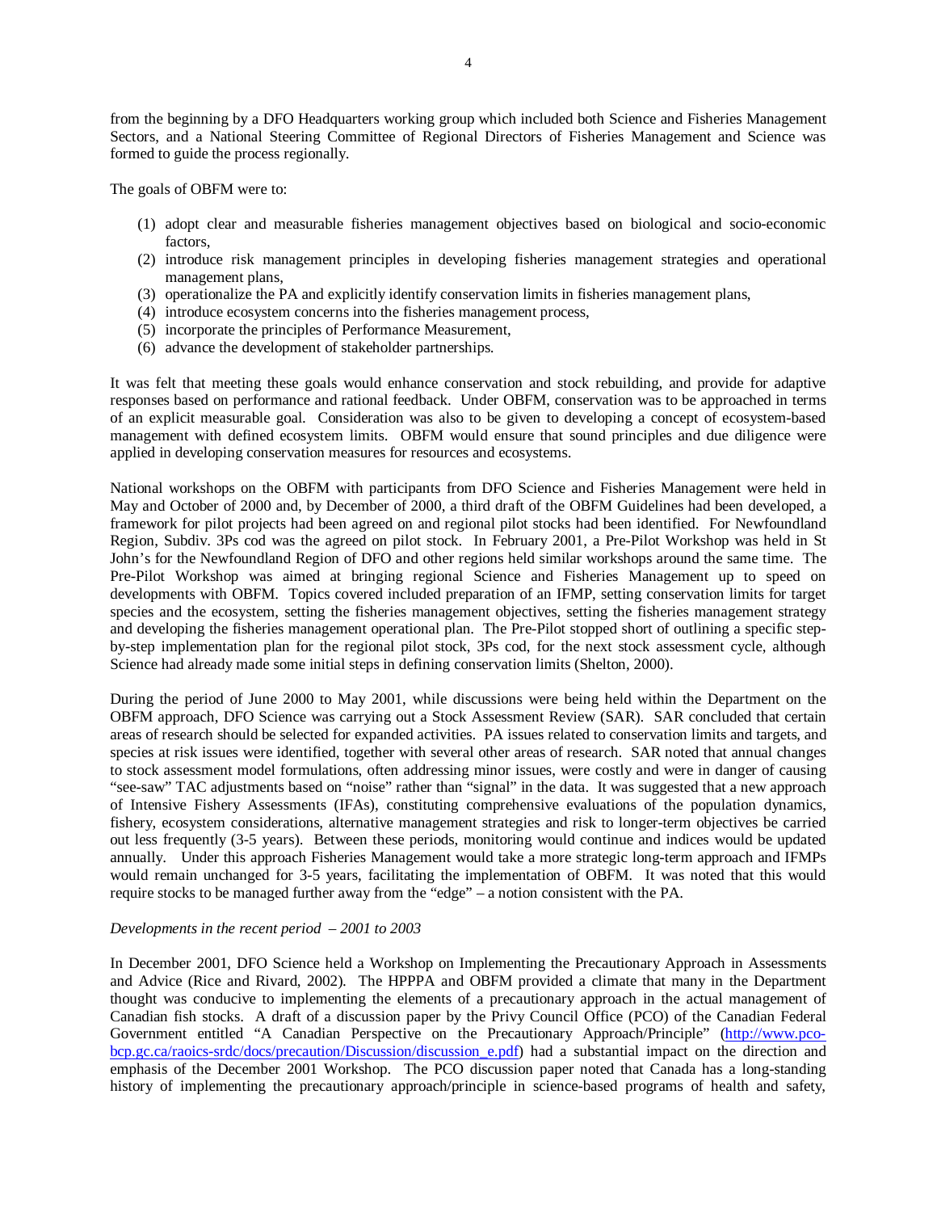from the beginning by a DFO Headquarters working group which included both Science and Fisheries Management Sectors, and a National Steering Committee of Regional Directors of Fisheries Management and Science was formed to guide the process regionally.

The goals of OBFM were to:

1. adopt clear and measurable fisheries management objectives based on biological and socio-economic factors,
2. introduce risk management principles in developing fisheries management strategies and operational management plans,
3. operationalize the PA and explicitly identify conservation limits in fisheries management plans,
4. introduce ecosystem concerns into the fisheries management process,
5. incorporate the principles of Performance Measurement,
6. advance the development of stakeholder partnerships.

It was felt that meeting these goals would enhance conservation and stock rebuilding, and provide for adaptive responses based on performance and rational feedback. Under OBFM, conservation was to be approached in terms of an explicit measurable goal. Consideration was also to be given to developing a concept of ecosystem-based management with defined ecosystem limits. OBFM would ensure that sound principles and due diligence were applied in developing conservation measures for resources and ecosystems.

National workshops on the OBFM with participants from DFO Science and Fisheries Management were held in May and October of 2000 and, by December of 2000, a third draft of the OBFM Guidelines had been developed, a framework for pilot projects had been agreed on and regional pilot stocks had been identified. For Newfoundland Region, Subdiv. 3Ps cod was the agreed on pilot stock. In February 2001, a Pre-Pilot Workshop was held in St John's for the Newfoundland Region of DFO and other regions held similar workshops around the same time. The Pre-Pilot Workshop was aimed at bringing regional Science and Fisheries Management up to speed on developments with OBFM. Topics covered included preparation of an IFMP, setting conservation limits for target species and the ecosystem, setting the fisheries management objectives, setting the fisheries management strategy and developing the fisheries management operational plan. The Pre-Pilot stopped short of outlining a specific step-by-step implementation plan for the regional pilot stock, 3Ps cod, for the next stock assessment cycle, although Science had already made some initial steps in defining conservation limits (Shelton, 2000).

During the period of June 2000 to May 2001, while discussions were being held within the Department on the OBFM approach, DFO Science was carrying out a Stock Assessment Review (SAR). SAR concluded that certain areas of research should be selected for expanded activities. PA issues related to conservation limits and targets, and species at risk issues were identified, together with several other areas of research. SAR noted that annual changes to stock assessment model formulations, often addressing minor issues, were costly and were in danger of causing "see-saw" TAC adjustments based on "noise" rather than "signal" in the data. It was suggested that a new approach of Intensive Fishery Assessments (IFAs), constituting comprehensive evaluations of the population dynamics, fishery, ecosystem considerations, alternative management strategies and risk to longer-term objectives be carried out less frequently (3-5 years). Between these periods, monitoring would continue and indices would be updated annually. Under this approach Fisheries Management would take a more strategic long-term approach and IFMPs would remain unchanged for 3-5 years, facilitating the implementation of OBFM. It was noted that this would require stocks to be managed further away from the "edge" – a notion consistent with the PA.

*Developments in the recent period – 2001 to 2003*

In December 2001, DFO Science held a Workshop on Implementing the Precautionary Approach in Assessments and Advice (Rice and Rivard, 2002). The HPPPA and OBFM provided a climate that many in the Department thought was conducive to implementing the elements of a precautionary approach in the actual management of Canadian fish stocks. A draft of a discussion paper by the Privy Council Office (PCO) of the Canadian Federal Government entitled "A Canadian Perspective on the Precautionary Approach/Principle" (http://www.pco-bcp.gc.ca/raoics-srdc/docs/precaution/Discussion/discussion_e.pdf) had a substantial impact on the direction and emphasis of the December 2001 Workshop. The PCO discussion paper noted that Canada has a long-standing history of implementing the precautionary approach/principle in science-based programs of health and safety,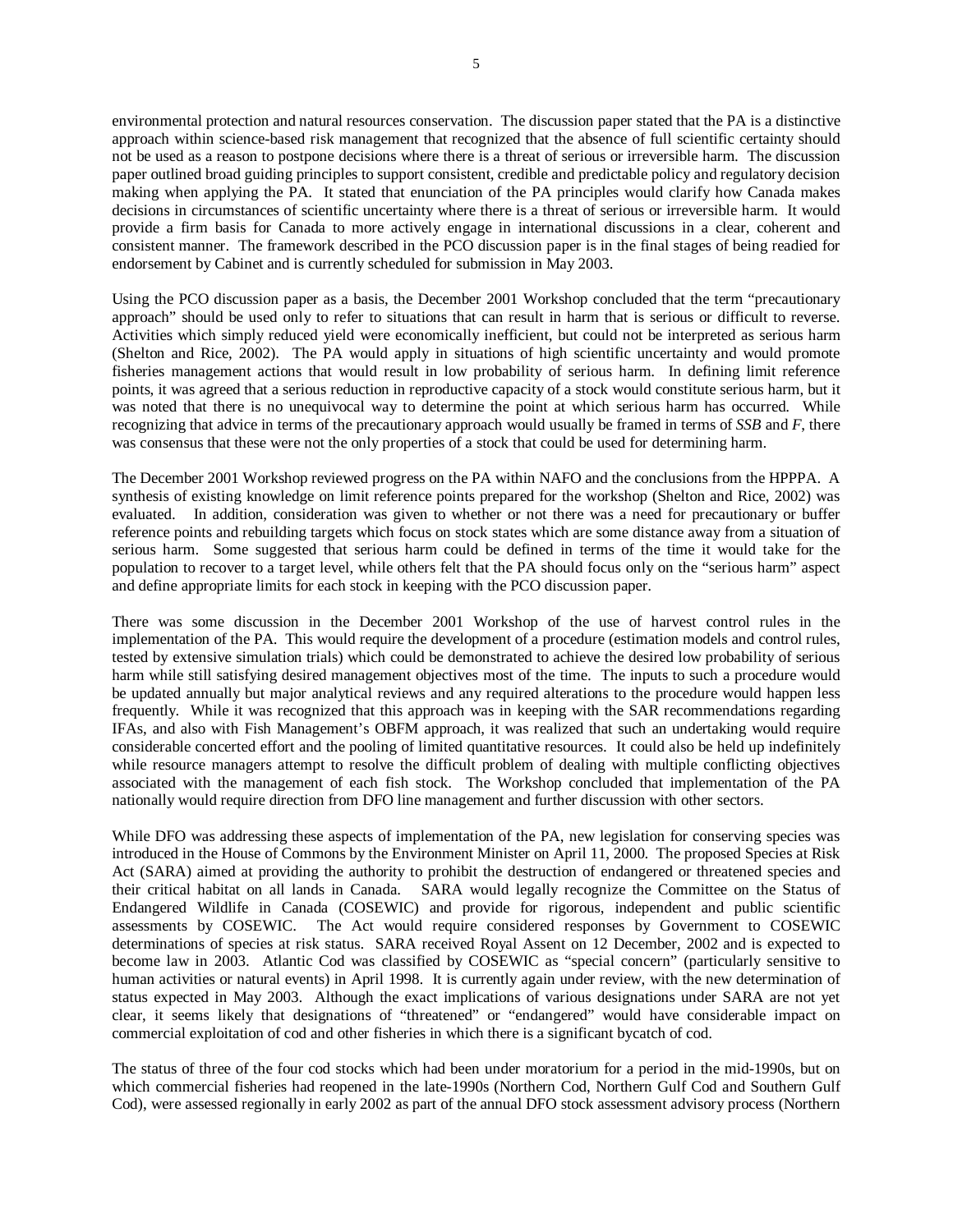environmental protection and natural resources conservation. The discussion paper stated that the PA is a distinctive approach within science-based risk management that recognized that the absence of full scientific certainty should not be used as a reason to postpone decisions where there is a threat of serious or irreversible harm. The discussion paper outlined broad guiding principles to support consistent, credible and predictable policy and regulatory decision making when applying the PA. It stated that enunciation of the PA principles would clarify how Canada makes decisions in circumstances of scientific uncertainty where there is a threat of serious or irreversible harm. It would provide a firm basis for Canada to more actively engage in international discussions in a clear, coherent and consistent manner. The framework described in the PCO discussion paper is in the final stages of being readied for endorsement by Cabinet and is currently scheduled for submission in May 2003.

Using the PCO discussion paper as a basis, the December 2001 Workshop concluded that the term "precautionary approach" should be used only to refer to situations that can result in harm that is serious or difficult to reverse. Activities which simply reduced yield were economically inefficient, but could not be interpreted as serious harm (Shelton and Rice, 2002). The PA would apply in situations of high scientific uncertainty and would promote fisheries management actions that would result in low probability of serious harm. In defining limit reference points, it was agreed that a serious reduction in reproductive capacity of a stock would constitute serious harm, but it was noted that there is no unequivocal way to determine the point at which serious harm has occurred. While recognizing that advice in terms of the precautionary approach would usually be framed in terms of *SSB* and *F*, there was consensus that these were not the only properties of a stock that could be used for determining harm.

The December 2001 Workshop reviewed progress on the PA within NAFO and the conclusions from the HPPPA. A synthesis of existing knowledge on limit reference points prepared for the workshop (Shelton and Rice, 2002) was evaluated. In addition, consideration was given to whether or not there was a need for precautionary or buffer reference points and rebuilding targets which focus on stock states which are some distance away from a situation of serious harm. Some suggested that serious harm could be defined in terms of the time it would take for the population to recover to a target level, while others felt that the PA should focus only on the "serious harm" aspect and define appropriate limits for each stock in keeping with the PCO discussion paper.

There was some discussion in the December 2001 Workshop of the use of harvest control rules in the implementation of the PA. This would require the development of a procedure (estimation models and control rules, tested by extensive simulation trials) which could be demonstrated to achieve the desired low probability of serious harm while still satisfying desired management objectives most of the time. The inputs to such a procedure would be updated annually but major analytical reviews and any required alterations to the procedure would happen less frequently. While it was recognized that this approach was in keeping with the SAR recommendations regarding IFAs, and also with Fish Management's OBFM approach, it was realized that such an undertaking would require considerable concerted effort and the pooling of limited quantitative resources. It could also be held up indefinitely while resource managers attempt to resolve the difficult problem of dealing with multiple conflicting objectives associated with the management of each fish stock. The Workshop concluded that implementation of the PA nationally would require direction from DFO line management and further discussion with other sectors.

While DFO was addressing these aspects of implementation of the PA, new legislation for conserving species was introduced in the House of Commons by the Environment Minister on April 11, 2000. The proposed Species at Risk Act (SARA) aimed at providing the authority to prohibit the destruction of endangered or threatened species and their critical habitat on all lands in Canada. SARA would legally recognize the Committee on the Status of Endangered Wildlife in Canada (COSEWIC) and provide for rigorous, independent and public scientific assessments by COSEWIC. The Act would require considered responses by Government to COSEWIC determinations of species at risk status. SARA received Royal Assent on 12 December, 2002 and is expected to become law in 2003. Atlantic Cod was classified by COSEWIC as "special concern" (particularly sensitive to human activities or natural events) in April 1998. It is currently again under review, with the new determination of status expected in May 2003. Although the exact implications of various designations under SARA are not yet clear, it seems likely that designations of "threatened" or "endangered" would have considerable impact on commercial exploitation of cod and other fisheries in which there is a significant bycatch of cod.

The status of three of the four cod stocks which had been under moratorium for a period in the mid-1990s, but on which commercial fisheries had reopened in the late-1990s (Northern Cod, Northern Gulf Cod and Southern Gulf Cod), were assessed regionally in early 2002 as part of the annual DFO stock assessment advisory process (Northern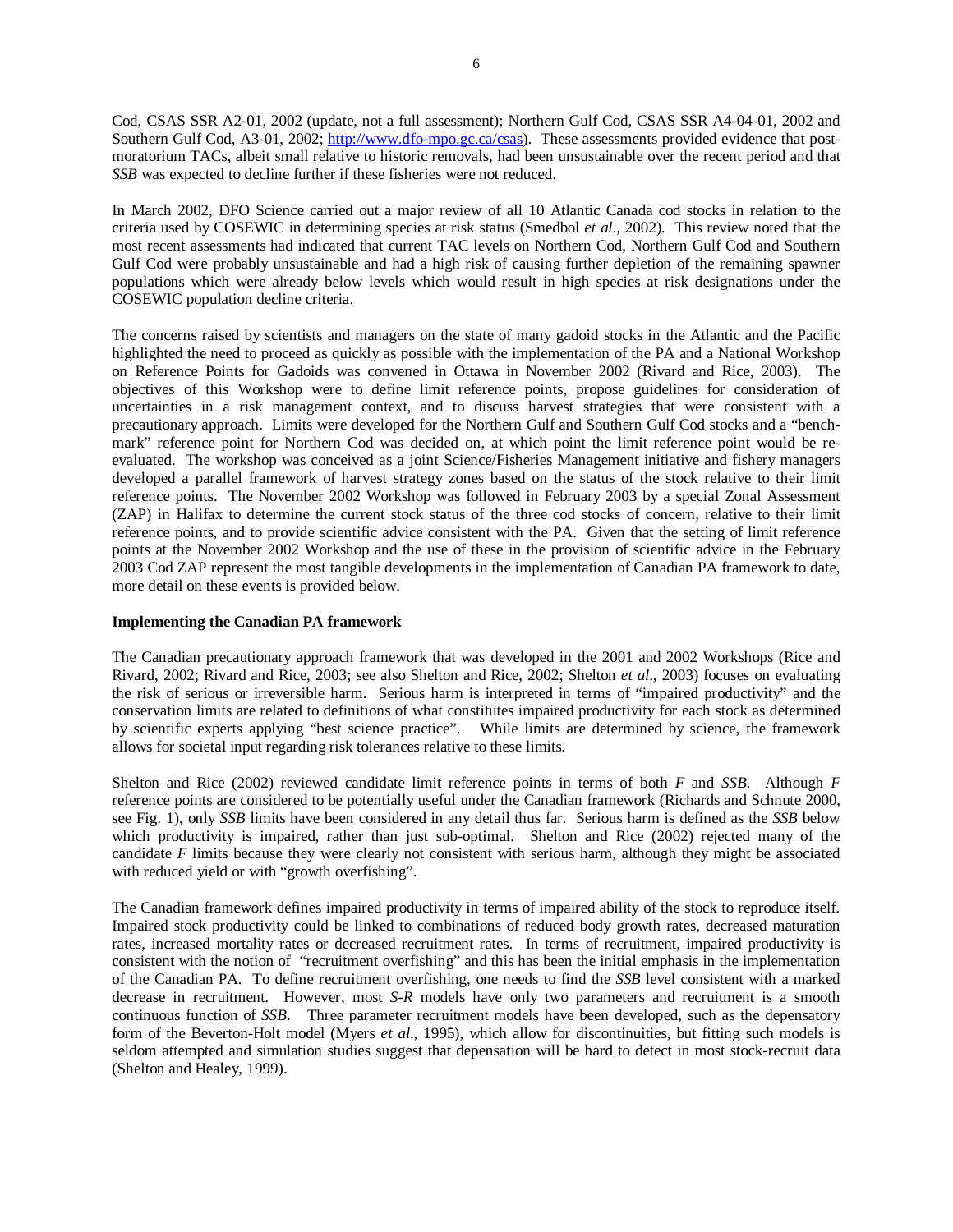Cod, CSAS SSR A2-01, 2002 (update, not a full assessment); Northern Gulf Cod, CSAS SSR A4-04-01, 2002 and Southern Gulf Cod, A3-01, 2002; http://www.dfo-mpo.gc.ca/csas). These assessments provided evidence that post-moratorium TACs, albeit small relative to historic removals, had been unsustainable over the recent period and that *SSB* was expected to decline further if these fisheries were not reduced.

In March 2002, DFO Science carried out a major review of all 10 Atlantic Canada cod stocks in relation to the criteria used by COSEWIC in determining species at risk status (Smedbol *et al*., 2002). This review noted that the most recent assessments had indicated that current TAC levels on Northern Cod, Northern Gulf Cod and Southern Gulf Cod were probably unsustainable and had a high risk of causing further depletion of the remaining spawner populations which were already below levels which would result in high species at risk designations under the COSEWIC population decline criteria.

The concerns raised by scientists and managers on the state of many gadoid stocks in the Atlantic and the Pacific highlighted the need to proceed as quickly as possible with the implementation of the PA and a National Workshop on Reference Points for Gadoids was convened in Ottawa in November 2002 (Rivard and Rice, 2003). The objectives of this Workshop were to define limit reference points, propose guidelines for consideration of uncertainties in a risk management context, and to discuss harvest strategies that were consistent with a precautionary approach. Limits were developed for the Northern Gulf and Southern Gulf Cod stocks and a "bench-mark" reference point for Northern Cod was decided on, at which point the limit reference point would be re-evaluated. The workshop was conceived as a joint Science/Fisheries Management initiative and fishery managers developed a parallel framework of harvest strategy zones based on the status of the stock relative to their limit reference points. The November 2002 Workshop was followed in February 2003 by a special Zonal Assessment (ZAP) in Halifax to determine the current stock status of the three cod stocks of concern, relative to their limit reference points, and to provide scientific advice consistent with the PA. Given that the setting of limit reference points at the November 2002 Workshop and the use of these in the provision of scientific advice in the February 2003 Cod ZAP represent the most tangible developments in the implementation of Canadian PA framework to date, more detail on these events is provided below.

**Implementing the Canadian PA framework**

The Canadian precautionary approach framework that was developed in the 2001 and 2002 Workshops (Rice and Rivard, 2002; Rivard and Rice, 2003; see also Shelton and Rice, 2002; Shelton *et al*., 2003) focuses on evaluating the risk of serious or irreversible harm. Serious harm is interpreted in terms of "impaired productivity" and the conservation limits are related to definitions of what constitutes impaired productivity for each stock as determined by scientific experts applying "best science practice". While limits are determined by science, the framework allows for societal input regarding risk tolerances relative to these limits.

Shelton and Rice (2002) reviewed candidate limit reference points in terms of both *F* and *SSB*. Although *F* reference points are considered to be potentially useful under the Canadian framework (Richards and Schnute 2000, see Fig. 1), only *SSB* limits have been considered in any detail thus far. Serious harm is defined as the *SSB* below which productivity is impaired, rather than just sub-optimal. Shelton and Rice (2002) rejected many of the candidate *F* limits because they were clearly not consistent with serious harm, although they might be associated with reduced yield or with "growth overfishing".

The Canadian framework defines impaired productivity in terms of impaired ability of the stock to reproduce itself. Impaired stock productivity could be linked to combinations of reduced body growth rates, decreased maturation rates, increased mortality rates or decreased recruitment rates. In terms of recruitment, impaired productivity is consistent with the notion of "recruitment overfishing" and this has been the initial emphasis in the implementation of the Canadian PA. To define recruitment overfishing, one needs to find the *SSB* level consistent with a marked decrease in recruitment. However, most *S-R* models have only two parameters and recruitment is a smooth continuous function of *SSB*. Three parameter recruitment models have been developed, such as the depensatory form of the Beverton-Holt model (Myers *et al*., 1995), which allow for discontinuities, but fitting such models is seldom attempted and simulation studies suggest that depensation will be hard to detect in most stock-recruit data (Shelton and Healey, 1999).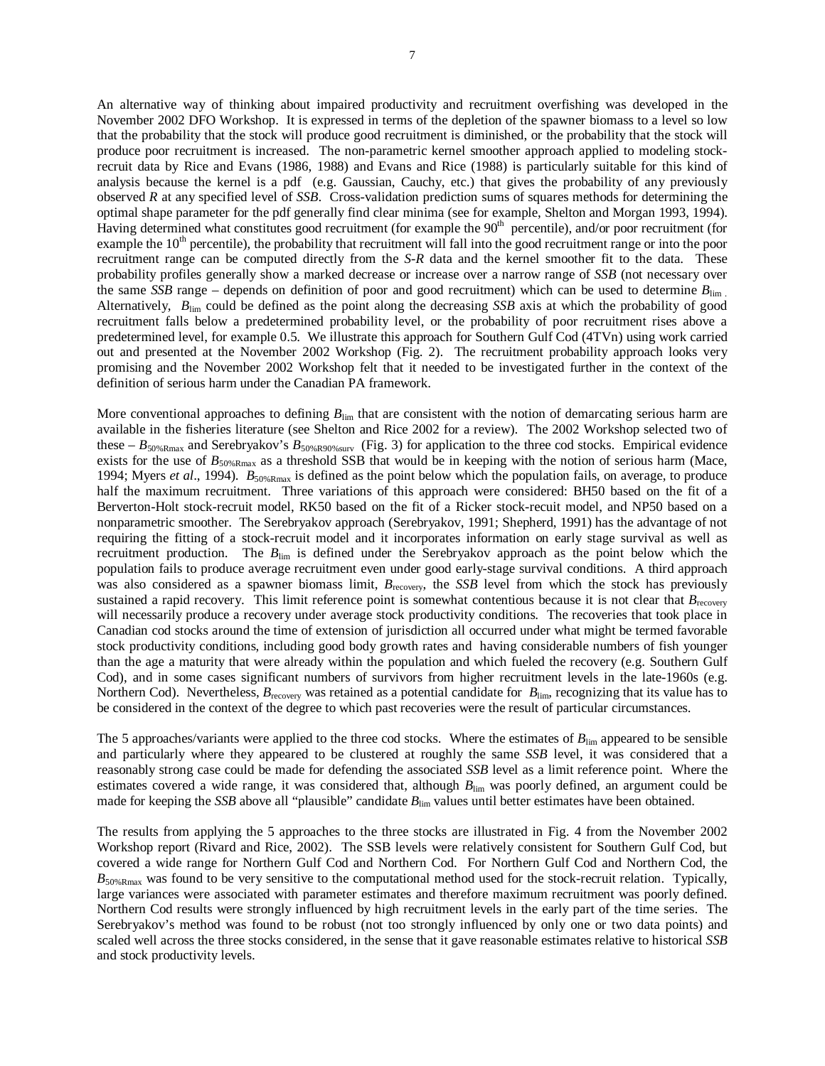An alternative way of thinking about impaired productivity and recruitment overfishing was developed in the November 2002 DFO Workshop. It is expressed in terms of the depletion of the spawner biomass to a level so low that the probability that the stock will produce good recruitment is diminished, or the probability that the stock will produce poor recruitment is increased. The non-parametric kernel smoother approach applied to modeling stock-recruit data by Rice and Evans (1986, 1988) and Evans and Rice (1988) is particularly suitable for this kind of analysis because the kernel is a pdf (e.g. Gaussian, Cauchy, etc.) that gives the probability of any previously observed *R* at any specified level of *SSB*. Cross-validation prediction sums of squares methods for determining the optimal shape parameter for the pdf generally find clear minima (see for example, Shelton and Morgan 1993, 1994). Having determined what constitutes good recruitment (for example the 90th percentile), and/or poor recruitment (for example the 10th percentile), the probability that recruitment will fall into the good recruitment range or into the poor recruitment range can be computed directly from the *S-R* data and the kernel smoother fit to the data. These probability profiles generally show a marked decrease or increase over a narrow range of *SSB* (not necessary over the same *SSB* range – depends on definition of poor and good recruitment) which can be used to determine $B_{\text{lim}}$. Alternatively, $B_{\text{lim}}$ could be defined as the point along the decreasing *SSB* axis at which the probability of good recruitment falls below a predetermined probability level, or the probability of poor recruitment rises above a predetermined level, for example 0.5. We illustrate this approach for Southern Gulf Cod (4TVn) using work carried out and presented at the November 2002 Workshop (Fig. 2). The recruitment probability approach looks very promising and the November 2002 Workshop felt that it needed to be investigated further in the context of the definition of serious harm under the Canadian PA framework.

More conventional approaches to defining $B_{\text{lim}}$ that are consistent with the notion of demarcating serious harm are available in the fisheries literature (see Shelton and Rice 2002 for a review). The 2002 Workshop selected two of these – $B_{50\%\text{Rmax}}$ and Serebryakov's $B_{50\%\text{R}90\%\text{surv}}$ (Fig. 3) for application to the three cod stocks. Empirical evidence exists for the use of $B_{50\%\text{Rmax}}$ as a threshold SSB that would be in keeping with the notion of serious harm (Mace, 1994; Myers *et al*., 1994). $B_{50\%\text{Rmax}}$ is defined as the point below which the population fails, on average, to produce half the maximum recruitment. Three variations of this approach were considered: BH50 based on the fit of a Berverton-Holt stock-recruit model, RK50 based on the fit of a Ricker stock-recuit model, and NP50 based on a nonparametric smoother. The Serebryakov approach (Serebryakov, 1991; Shepherd, 1991) has the advantage of not requiring the fitting of a stock-recruit model and it incorporates information on early stage survival as well as recruitment production. The $B_{\text{lim}}$ is defined under the Serebryakov approach as the point below which the population fails to produce average recruitment even under good early-stage survival conditions. A third approach was also considered as a spawner biomass limit, $B_{\text{recovery}}$, the *SSB* level from which the stock has previously sustained a rapid recovery. This limit reference point is somewhat contentious because it is not clear that $B_{\text{recovery}}$ will necessarily produce a recovery under average stock productivity conditions. The recoveries that took place in Canadian cod stocks around the time of extension of jurisdiction all occurred under what might be termed favorable stock productivity conditions, including good body growth rates and having considerable numbers of fish younger than the age a maturity that were already within the population and which fueled the recovery (e.g. Southern Gulf Cod), and in some cases significant numbers of survivors from higher recruitment levels in the late-1960s (e.g. Northern Cod). Nevertheless, $B_{\text{recovery}}$ was retained as a potential candidate for $B_{\text{lim}}$, recognizing that its value has to be considered in the context of the degree to which past recoveries were the result of particular circumstances.

The 5 approaches/variants were applied to the three cod stocks. Where the estimates of $B_{\text{lim}}$ appeared to be sensible and particularly where they appeared to be clustered at roughly the same *SSB* level, it was considered that a reasonably strong case could be made for defending the associated *SSB* level as a limit reference point. Where the estimates covered a wide range, it was considered that, although $B_{\text{lim}}$ was poorly defined, an argument could be made for keeping the *SSB* above all "plausible" candidate $B_{\text{lim}}$ values until better estimates have been obtained.

The results from applying the 5 approaches to the three stocks are illustrated in Fig. 4 from the November 2002 Workshop report (Rivard and Rice, 2002). The SSB levels were relatively consistent for Southern Gulf Cod, but covered a wide range for Northern Gulf Cod and Northern Cod. For Northern Gulf Cod and Northern Cod, the $B_{50\%\text{Rmax}}$ was found to be very sensitive to the computational method used for the stock-recruit relation. Typically, large variances were associated with parameter estimates and therefore maximum recruitment was poorly defined. Northern Cod results were strongly influenced by high recruitment levels in the early part of the time series. The Serebryakov's method was found to be robust (not too strongly influenced by only one or two data points) and scaled well across the three stocks considered, in the sense that it gave reasonable estimates relative to historical *SSB* and stock productivity levels.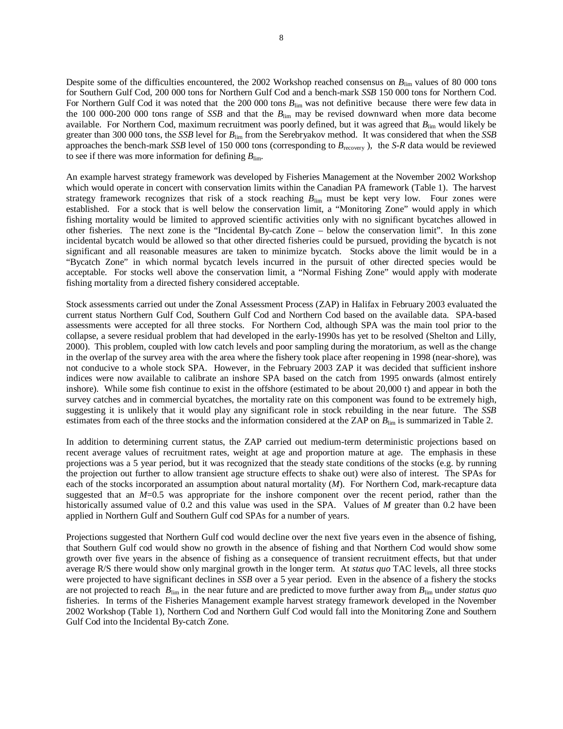Despite some of the difficulties encountered, the 2002 Workshop reached consensus on $B_{\text{lim}}$ values of 80 000 tons for Southern Gulf Cod, 200 000 tons for Northern Gulf Cod and a bench-mark *SSB* 150 000 tons for Northern Cod. For Northern Gulf Cod it was noted that the 200 000 tons $B_{\text{lim}}$ was not definitive because there were few data in the 100 000-200 000 tons range of *SSB* and that the $B_{\text{lim}}$ may be revised downward when more data become available. For Northern Cod, maximum recruitment was poorly defined, but it was agreed that $B_{\text{lim}}$ would likely be greater than 300 000 tons, the *SSB* level for $B_{\text{lim}}$ from the Serebryakov method. It was considered that when the *SSB* approaches the bench-mark *SSB* level of 150 000 tons (corresponding to $B_{\text{recovery}}$ ), the *S-R* data would be reviewed to see if there was more information for defining $B_{\text{lim}}$.

An example harvest strategy framework was developed by Fisheries Management at the November 2002 Workshop which would operate in concert with conservation limits within the Canadian PA framework (Table 1). The harvest strategy framework recognizes that risk of a stock reaching $B_{\text{lim}}$ must be kept very low. Four zones were established. For a stock that is well below the conservation limit, a "Monitoring Zone" would apply in which fishing mortality would be limited to approved scientific activities only with no significant bycatches allowed in other fisheries. The next zone is the "Incidental By-catch Zone – below the conservation limit". In this zone incidental bycatch would be allowed so that other directed fisheries could be pursued, providing the bycatch is not significant and all reasonable measures are taken to minimize bycatch. Stocks above the limit would be in a "Bycatch Zone" in which normal bycatch levels incurred in the pursuit of other directed species would be acceptable. For stocks well above the conservation limit, a "Normal Fishing Zone" would apply with moderate fishing mortality from a directed fishery considered acceptable.

Stock assessments carried out under the Zonal Assessment Process (ZAP) in Halifax in February 2003 evaluated the current status Northern Gulf Cod, Southern Gulf Cod and Northern Cod based on the available data. SPA-based assessments were accepted for all three stocks. For Northern Cod, although SPA was the main tool prior to the collapse, a severe residual problem that had developed in the early-1990s has yet to be resolved (Shelton and Lilly, 2000). This problem, coupled with low catch levels and poor sampling during the moratorium, as well as the change in the overlap of the survey area with the area where the fishery took place after reopening in 1998 (near-shore), was not conducive to a whole stock SPA. However, in the February 2003 ZAP it was decided that sufficient inshore indices were now available to calibrate an inshore SPA based on the catch from 1995 onwards (almost entirely inshore). While some fish continue to exist in the offshore (estimated to be about 20,000 t) and appear in both the survey catches and in commercial bycatches, the mortality rate on this component was found to be extremely high, suggesting it is unlikely that it would play any significant role in stock rebuilding in the near future. The *SSB* estimates from each of the three stocks and the information considered at the ZAP on $B_{\text{lim}}$ is summarized in Table 2.

In addition to determining current status, the ZAP carried out medium-term deterministic projections based on recent average values of recruitment rates, weight at age and proportion mature at age. The emphasis in these projections was a 5 year period, but it was recognized that the steady state conditions of the stocks (e.g. by running the projection out further to allow transient age structure effects to shake out) were also of interest. The SPAs for each of the stocks incorporated an assumption about natural mortality ($M$). For Northern Cod, mark-recapture data suggested that an $M$=0.5 was appropriate for the inshore component over the recent period, rather than the historically assumed value of 0.2 and this value was used in the SPA. Values of $M$ greater than 0.2 have been applied in Northern Gulf and Southern Gulf cod SPAs for a number of years.

Projections suggested that Northern Gulf cod would decline over the next five years even in the absence of fishing, that Southern Gulf cod would show no growth in the absence of fishing and that Northern Cod would show some growth over five years in the absence of fishing as a consequence of transient recruitment effects, but that under average R/S there would show only marginal growth in the longer term. At *status quo* TAC levels, all three stocks were projected to have significant declines in *SSB* over a 5 year period. Even in the absence of a fishery the stocks are not projected to reach $B_{\text{lim}}$ in the near future and are predicted to move further away from $B_{\text{lim}}$ under *status quo* fisheries. In terms of the Fisheries Management example harvest strategy framework developed in the November 2002 Workshop (Table 1), Northern Cod and Northern Gulf Cod would fall into the Monitoring Zone and Southern Gulf Cod into the Incidental By-catch Zone.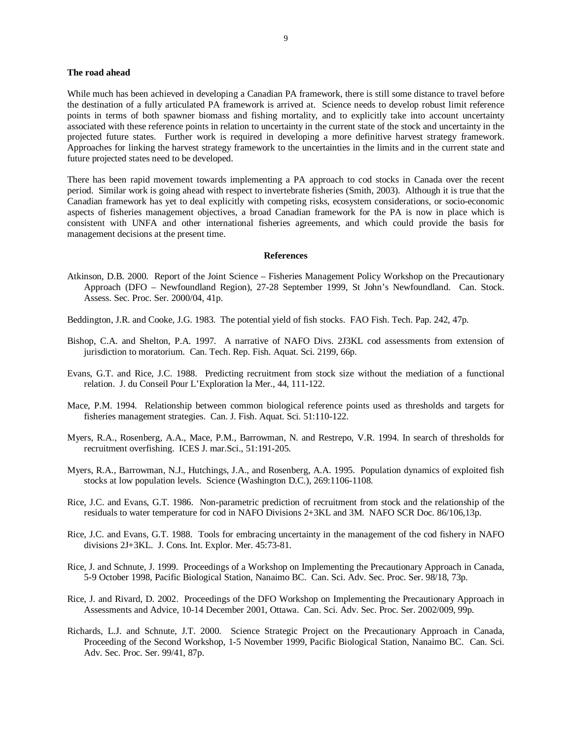**The road ahead**

While much has been achieved in developing a Canadian PA framework, there is still some distance to travel before the destination of a fully articulated PA framework is arrived at. Science needs to develop robust limit reference points in terms of both spawner biomass and fishing mortality, and to explicitly take into account uncertainty associated with these reference points in relation to uncertainty in the current state of the stock and uncertainty in the projected future states. Further work is required in developing a more definitive harvest strategy framework. Approaches for linking the harvest strategy framework to the uncertainties in the limits and in the current state and future projected states need to be developed.

There has been rapid movement towards implementing a PA approach to cod stocks in Canada over the recent period. Similar work is going ahead with respect to invertebrate fisheries (Smith, 2003). Although it is true that the Canadian framework has yet to deal explicitly with competing risks, ecosystem considerations, or socio-economic aspects of fisheries management objectives, a broad Canadian framework for the PA is now in place which is consistent with UNFA and other international fisheries agreements, and which could provide the basis for management decisions at the present time.

**References**

Atkinson, D.B. 2000. Report of the Joint Science – Fisheries Management Policy Workshop on the Precautionary Approach (DFO – Newfoundland Region), 27-28 September 1999, St John's Newfoundland. Can. Stock. Assess. Sec. Proc. Ser. 2000/04, 41p.

Beddington, J.R. and Cooke, J.G. 1983. The potential yield of fish stocks. FAO Fish. Tech. Pap. 242, 47p.

Bishop, C.A. and Shelton, P.A. 1997. A narrative of NAFO Divs. 2J3KL cod assessments from extension of jurisdiction to moratorium. Can. Tech. Rep. Fish. Aquat. Sci. 2199, 66p.

Evans, G.T. and Rice, J.C. 1988. Predicting recruitment from stock size without the mediation of a functional relation. J. du Conseil Pour L'Exploration la Mer., 44, 111-122.

Mace, P.M. 1994. Relationship between common biological reference points used as thresholds and targets for fisheries management strategies. Can. J. Fish. Aquat. Sci. 51:110-122.

Myers, R.A., Rosenberg, A.A., Mace, P.M., Barrowman, N. and Restrepo, V.R. 1994. In search of thresholds for recruitment overfishing. ICES J. mar.Sci., 51:191-205.

Myers, R.A., Barrowman, N.J., Hutchings, J.A., and Rosenberg, A.A. 1995. Population dynamics of exploited fish stocks at low population levels. Science (Washington D.C.), 269:1106-1108.

Rice, J.C. and Evans, G.T. 1986. Non-parametric prediction of recruitment from stock and the relationship of the residuals to water temperature for cod in NAFO Divisions 2+3KL and 3M. NAFO SCR Doc. 86/106,13p.

Rice, J.C. and Evans, G.T. 1988. Tools for embracing uncertainty in the management of the cod fishery in NAFO divisions 2J+3KL. J. Cons. Int. Explor. Mer. 45:73-81.

Rice, J. and Schnute, J. 1999. Proceedings of a Workshop on Implementing the Precautionary Approach in Canada, 5-9 October 1998, Pacific Biological Station, Nanaimo BC. Can. Sci. Adv. Sec. Proc. Ser. 98/18, 73p.

Rice, J. and Rivard, D. 2002. Proceedings of the DFO Workshop on Implementing the Precautionary Approach in Assessments and Advice, 10-14 December 2001, Ottawa. Can. Sci. Adv. Sec. Proc. Ser. 2002/009, 99p.

Richards, L.J. and Schnute, J.T. 2000. Science Strategic Project on the Precautionary Approach in Canada, Proceeding of the Second Workshop, 1-5 November 1999, Pacific Biological Station, Nanaimo BC. Can. Sci. Adv. Sec. Proc. Ser. 99/41, 87p.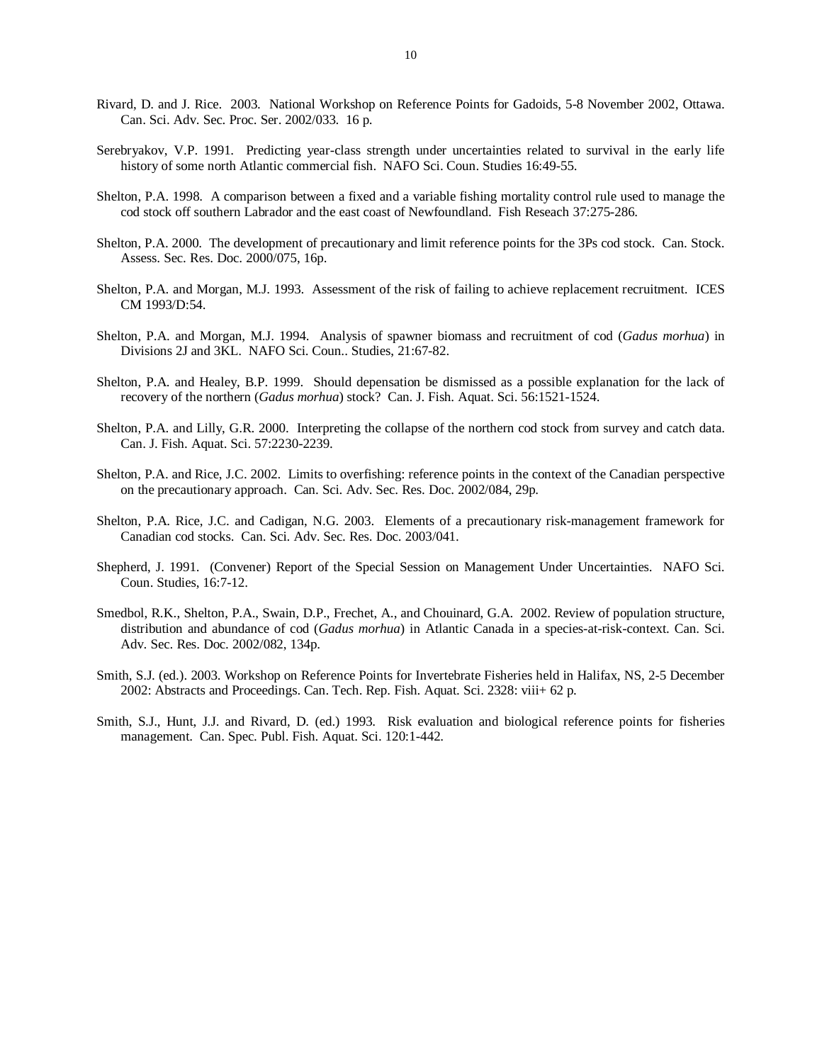Rivard, D. and J. Rice. 2003. National Workshop on Reference Points for Gadoids, 5-8 November 2002, Ottawa. Can. Sci. Adv. Sec. Proc. Ser. 2002/033. 16 p.

Serebryakov, V.P. 1991. Predicting year-class strength under uncertainties related to survival in the early life history of some north Atlantic commercial fish. NAFO Sci. Coun. Studies 16:49-55.

Shelton, P.A. 1998. A comparison between a fixed and a variable fishing mortality control rule used to manage the cod stock off southern Labrador and the east coast of Newfoundland. Fish Reseach 37:275-286.

Shelton, P.A. 2000. The development of precautionary and limit reference points for the 3Ps cod stock. Can. Stock. Assess. Sec. Res. Doc. 2000/075, 16p.

Shelton, P.A. and Morgan, M.J. 1993. Assessment of the risk of failing to achieve replacement recruitment. ICES CM 1993/D:54.

Shelton, P.A. and Morgan, M.J. 1994. Analysis of spawner biomass and recruitment of cod (*Gadus morhua*) in Divisions 2J and 3KL. NAFO Sci. Coun.. Studies, 21:67-82.

Shelton, P.A. and Healey, B.P. 1999. Should depensation be dismissed as a possible explanation for the lack of recovery of the northern (*Gadus morhua*) stock? Can. J. Fish. Aquat. Sci. 56:1521-1524.

Shelton, P.A. and Lilly, G.R. 2000. Interpreting the collapse of the northern cod stock from survey and catch data. Can. J. Fish. Aquat. Sci. 57:2230-2239.

Shelton, P.A. and Rice, J.C. 2002. Limits to overfishing: reference points in the context of the Canadian perspective on the precautionary approach. Can. Sci. Adv. Sec. Res. Doc. 2002/084, 29p.

Shelton, P.A. Rice, J.C. and Cadigan, N.G. 2003. Elements of a precautionary risk-management framework for Canadian cod stocks. Can. Sci. Adv. Sec. Res. Doc. 2003/041.

Shepherd, J. 1991. (Convener) Report of the Special Session on Management Under Uncertainties. NAFO Sci. Coun. Studies, 16:7-12.

Smedbol, R.K., Shelton, P.A., Swain, D.P., Frechet, A., and Chouinard, G.A. 2002. Review of population structure, distribution and abundance of cod (*Gadus morhua*) in Atlantic Canada in a species-at-risk-context. Can. Sci. Adv. Sec. Res. Doc. 2002/082, 134p.

Smith, S.J. (ed.). 2003. Workshop on Reference Points for Invertebrate Fisheries held in Halifax, NS, 2-5 December 2002: Abstracts and Proceedings. Can. Tech. Rep. Fish. Aquat. Sci. 2328: viii+ 62 p.

Smith, S.J., Hunt, J.J. and Rivard, D. (ed.) 1993. Risk evaluation and biological reference points for fisheries management. Can. Spec. Publ. Fish. Aquat. Sci. 120:1-442.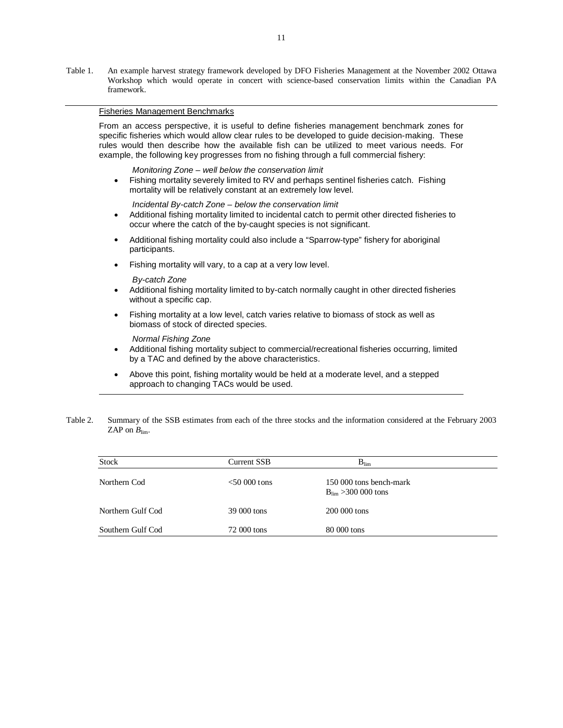Table 1. An example harvest strategy framework developed by DFO Fisheries Management at the November 2002 Ottawa Workshop which would operate in concert with science-based conservation limits within the Canadian PA framework.

---

Fisheries Management Benchmarks

From an access perspective, it is useful to define fisheries management benchmark zones for specific fisheries which would allow clear rules to be developed to guide decision-making. These rules would then describe how the available fish can be utilized to meet various needs. For example, the following key progresses from no fishing through a full commercial fishery:

*Monitoring Zone – well below the conservation limit*

- Fishing mortality severely limited to RV and perhaps sentinel fisheries catch. Fishing mortality will be relatively constant at an extremely low level.

*Incidental By-catch Zone – below the conservation limit*

- Additional fishing mortality limited to incidental catch to permit other directed fisheries to occur where the catch of the by-caught species is not significant.
- Additional fishing mortality could also include a "Sparrow-type" fishery for aboriginal participants.
- Fishing mortality will vary, to a cap at a very low level.

*By-catch Zone*

- Additional fishing mortality limited to by-catch normally caught in other directed fisheries without a specific cap.
- Fishing mortality at a low level, catch varies relative to biomass of stock as well as biomass of stock of directed species.

*Normal Fishing Zone*

- Additional fishing mortality subject to commercial/recreational fisheries occurring, limited by a TAC and defined by the above characteristics.
- Above this point, fishing mortality would be held at a moderate level, and a stepped approach to changing TACs would be used.

---

Table 2. Summary of the SSB estimates from each of the three stocks and the information considered at the February 2003 ZAP on $B_{lim}$.

| Stock | Current SSB | $B_{lim}$ |
|---|---|---|
| Northern Cod | <50 000 tons | 150 000 tons bench-mark<br>$B_{lim}$ >300 000 tons |
| Northern Gulf Cod | 39 000 tons | 200 000 tons |
| Southern Gulf Cod | 72 000 tons | 80 000 tons |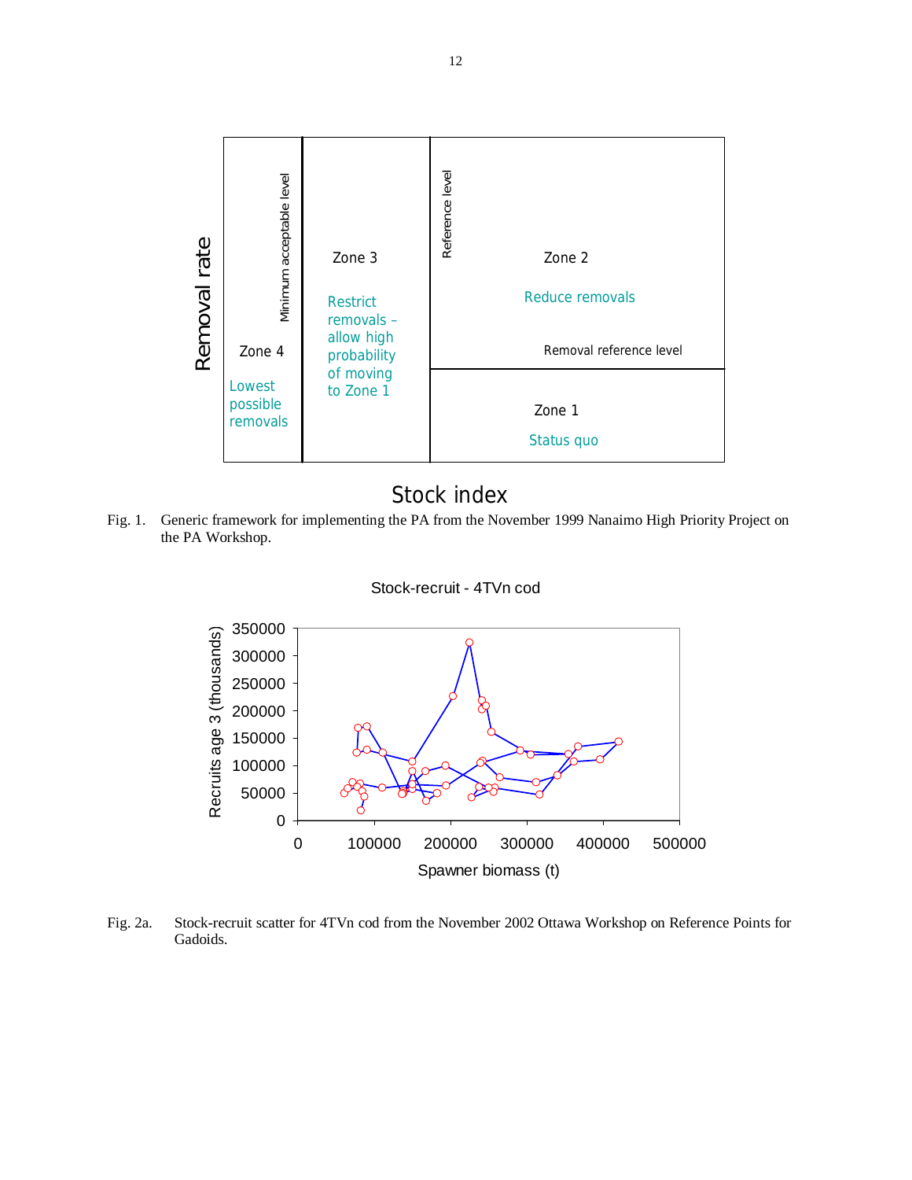Fig. 1. Generic framework for implementing the PA from the November 1999 Nanaimo High Priority Project on the PA Workshop.

Fig. 2a. Stock-recruit scatter for 4TVn cod from the November 2002 Ottawa Workshop on Reference Points for Gadoids.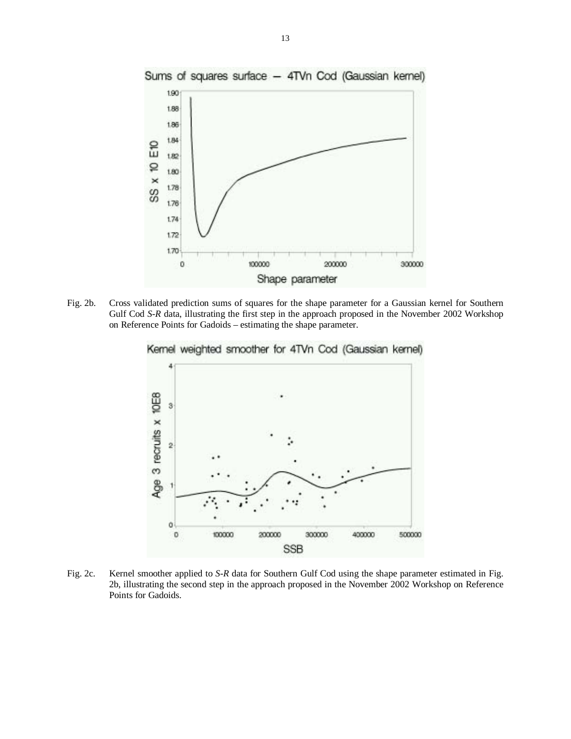Fig. 2b. Cross validated prediction sums of squares for the shape parameter for a Gaussian kernel for Southern Gulf Cod *S-R* data, illustrating the first step in the approach proposed in the November 2002 Workshop on Reference Points for Gadoids – estimating the shape parameter.

Fig. 2c. Kernel smoother applied to *S-R* data for Southern Gulf Cod using the shape parameter estimated in Fig. 2b, illustrating the second step in the approach proposed in the November 2002 Workshop on Reference Points for Gadoids.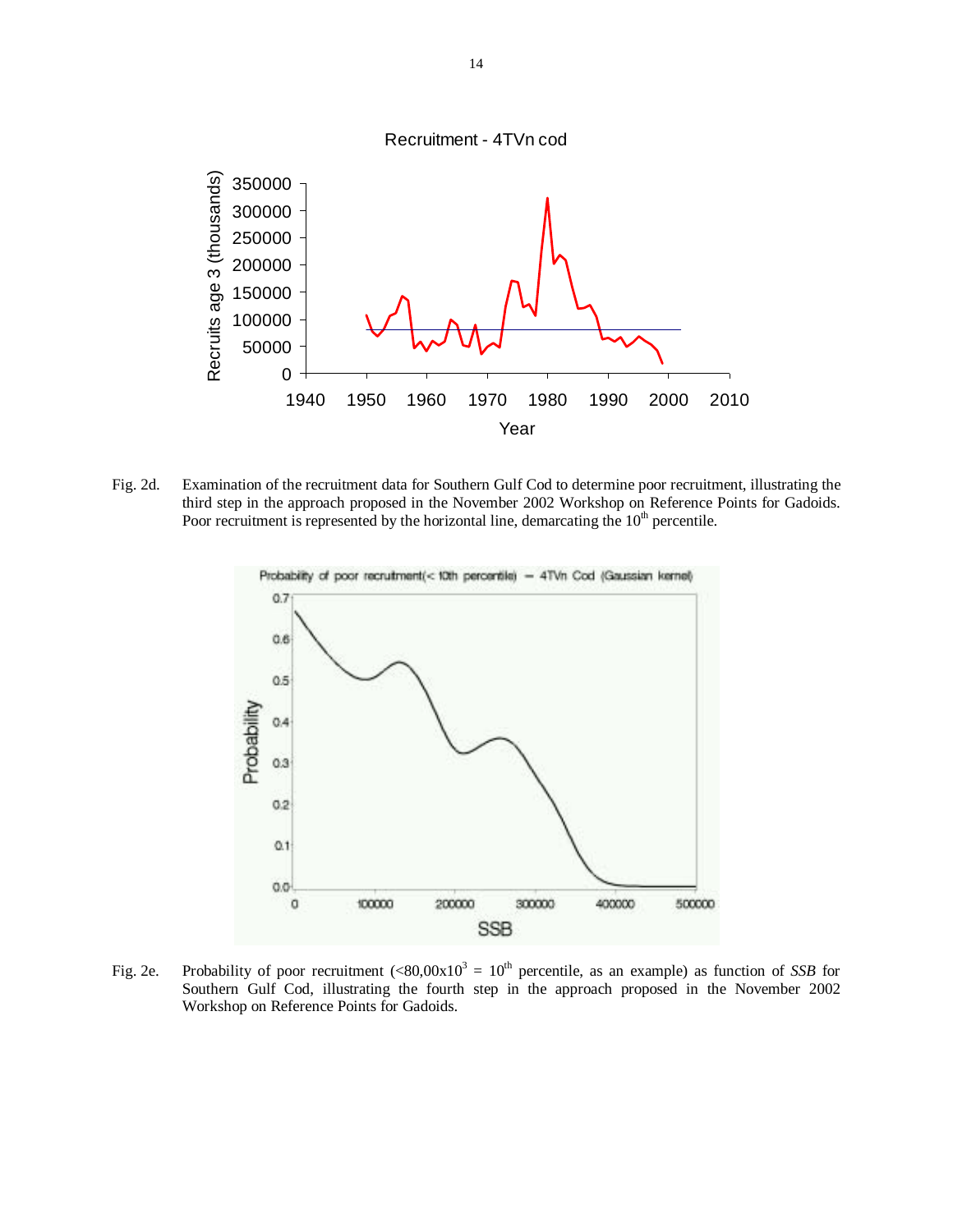Fig. 2d. Examination of the recruitment data for Southern Gulf Cod to determine poor recruitment, illustrating the third step in the approach proposed in the November 2002 Workshop on Reference Points for Gadoids. Poor recruitment is represented by the horizontal line, demarcating the 10th percentile.

Fig. 2e. Probability of poor recruitment ($<80,00 \times 10^3$ = 10th percentile, as an example) as function of *SSB* for Southern Gulf Cod, illustrating the fourth step in the approach proposed in the November 2002 Workshop on Reference Points for Gadoids.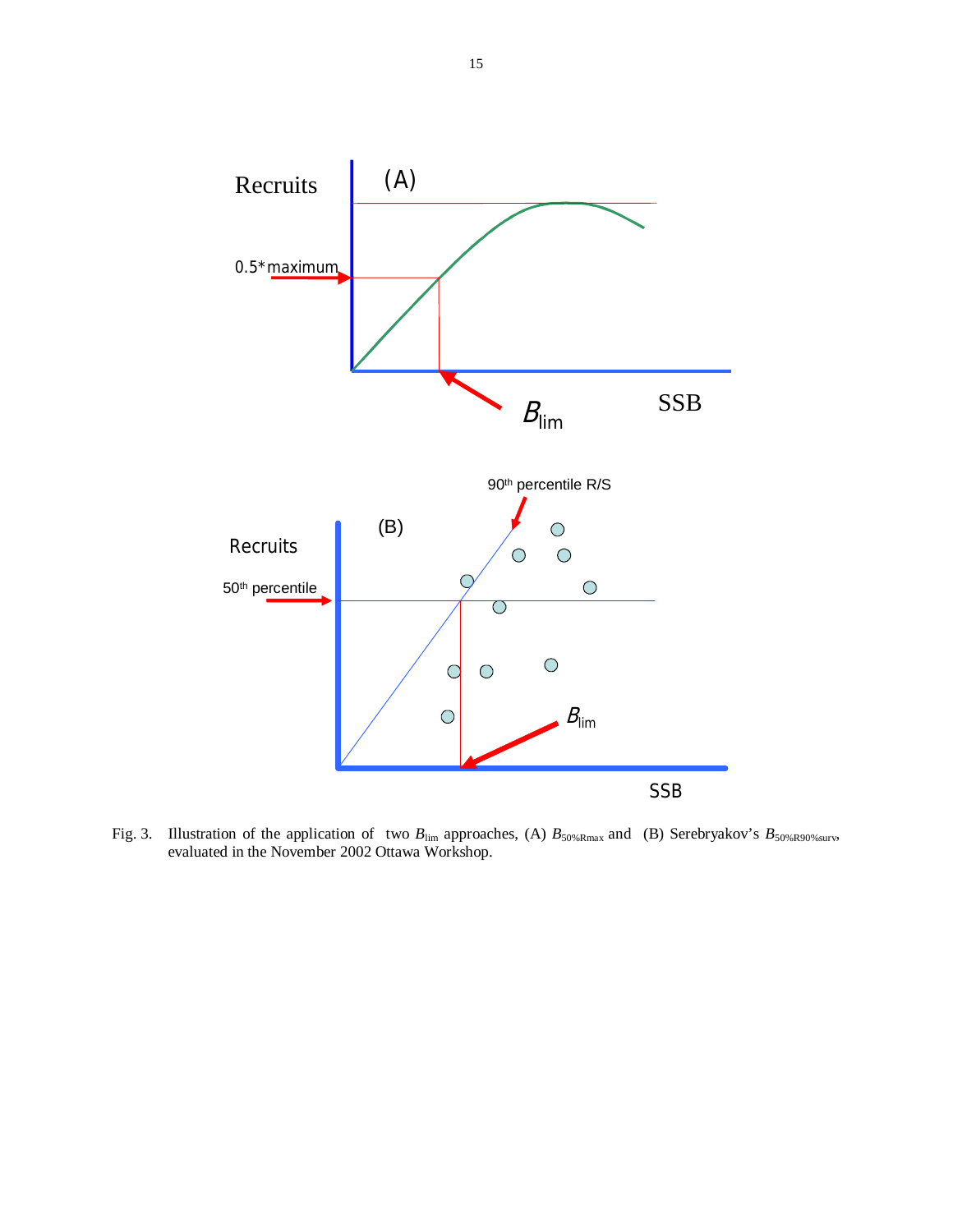Fig. 3. Illustration of the application of two $B_{lim}$ approaches, (A) $B_{50\%Rmax}$ and (B) Serebryakov's $B_{50\%R90\%surv}$, evaluated in the November 2002 Ottawa Workshop.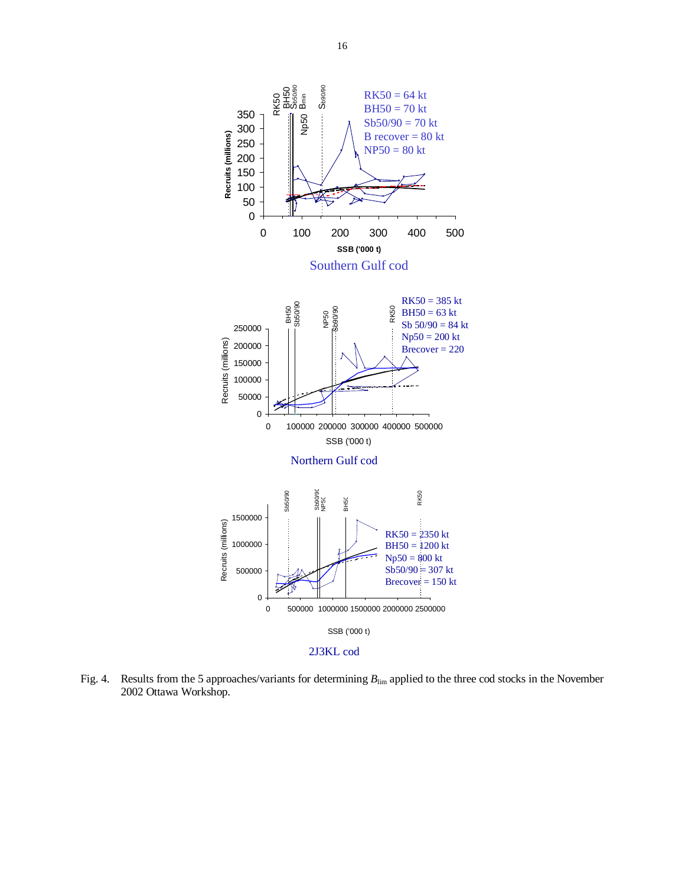RK50 = 64 kt
BH50 = 70 kt
Sb50/90 = 70 kt
B recover = 80 kt
NP50 = 80 kt

Southern Gulf cod

RK50 = 385 kt
BH50 = 63 kt
Sb 50/90 = 84 kt
Np50 = 200 kt
Brecover = 220

Northern Gulf cod

RK50 = 2350 kt
BH50 = 1200 kt
Np50 = 800 kt
Sb50/90 = 307 kt
Brecover = 150 kt

2J3KL cod

Fig. 4. Results from the 5 approaches/variants for determining $B_{\lim}$ applied to the three cod stocks in the November 2002 Ottawa Workshop.